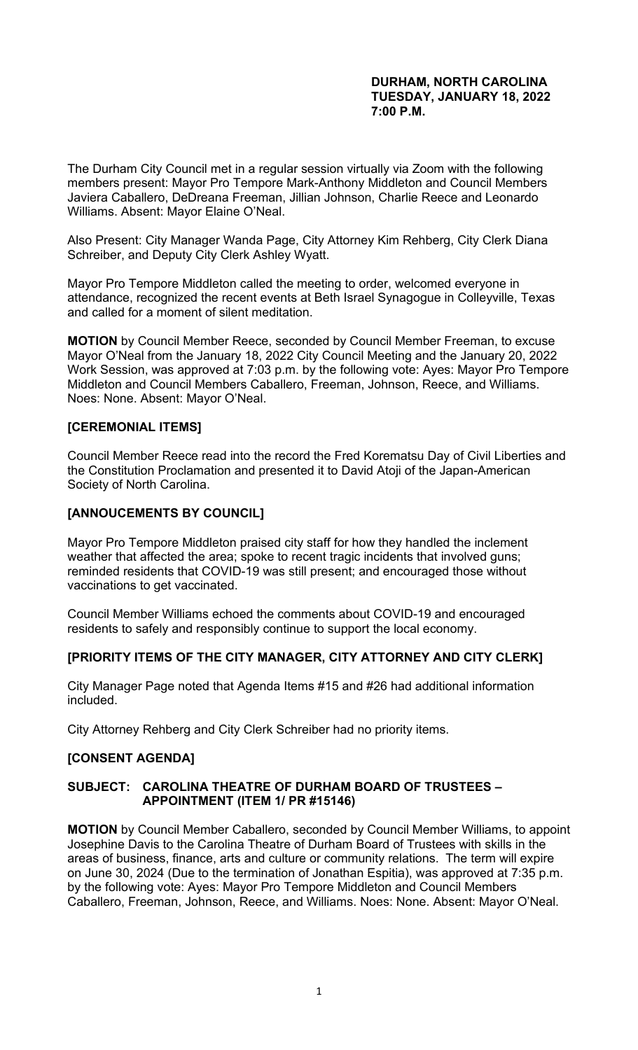**DURHAM, NORTH CAROLINA**
**TUESDAY, JANUARY 18, 2022**
**7:00 P.M.**

The Durham City Council met in a regular session virtually via Zoom with the following members present: Mayor Pro Tempore Mark-Anthony Middleton and Council Members Javiera Caballero, DeDreana Freeman, Jillian Johnson, Charlie Reece and Leonardo Williams. Absent: Mayor Elaine O'Neal.

Also Present: City Manager Wanda Page, City Attorney Kim Rehberg, City Clerk Diana Schreiber, and Deputy City Clerk Ashley Wyatt.

Mayor Pro Tempore Middleton called the meeting to order, welcomed everyone in attendance, recognized the recent events at Beth Israel Synagogue in Colleyville, Texas and called for a moment of silent meditation.

**MOTION** by Council Member Reece, seconded by Council Member Freeman, to excuse Mayor O'Neal from the January 18, 2022 City Council Meeting and the January 20, 2022 Work Session, was approved at 7:03 p.m. by the following vote: Ayes: Mayor Pro Tempore Middleton and Council Members Caballero, Freeman, Johnson, Reece, and Williams. Noes: None. Absent: Mayor O'Neal.

**[CEREMONIAL ITEMS]**

Council Member Reece read into the record the Fred Korematsu Day of Civil Liberties and the Constitution Proclamation and presented it to David Atoji of the Japan-American Society of North Carolina.

**[ANNOUCEMENTS BY COUNCIL]**

Mayor Pro Tempore Middleton praised city staff for how they handled the inclement weather that affected the area; spoke to recent tragic incidents that involved guns; reminded residents that COVID-19 was still present; and encouraged those without vaccinations to get vaccinated.

Council Member Williams echoed the comments about COVID-19 and encouraged residents to safely and responsibly continue to support the local economy.

**[PRIORITY ITEMS OF THE CITY MANAGER, CITY ATTORNEY AND CITY CLERK]**

City Manager Page noted that Agenda Items #15 and #26 had additional information included.

City Attorney Rehberg and City Clerk Schreiber had no priority items.

**[CONSENT AGENDA]**

**SUBJECT: CAROLINA THEATRE OF DURHAM BOARD OF TRUSTEES – APPOINTMENT (ITEM 1/ PR #15146)**

**MOTION** by Council Member Caballero, seconded by Council Member Williams, to appoint Josephine Davis to the Carolina Theatre of Durham Board of Trustees with skills in the areas of business, finance, arts and culture or community relations. The term will expire on June 30, 2024 (Due to the termination of Jonathan Espitia), was approved at 7:35 p.m. by the following vote: Ayes: Mayor Pro Tempore Middleton and Council Members Caballero, Freeman, Johnson, Reece, and Williams. Noes: None. Absent: Mayor O'Neal.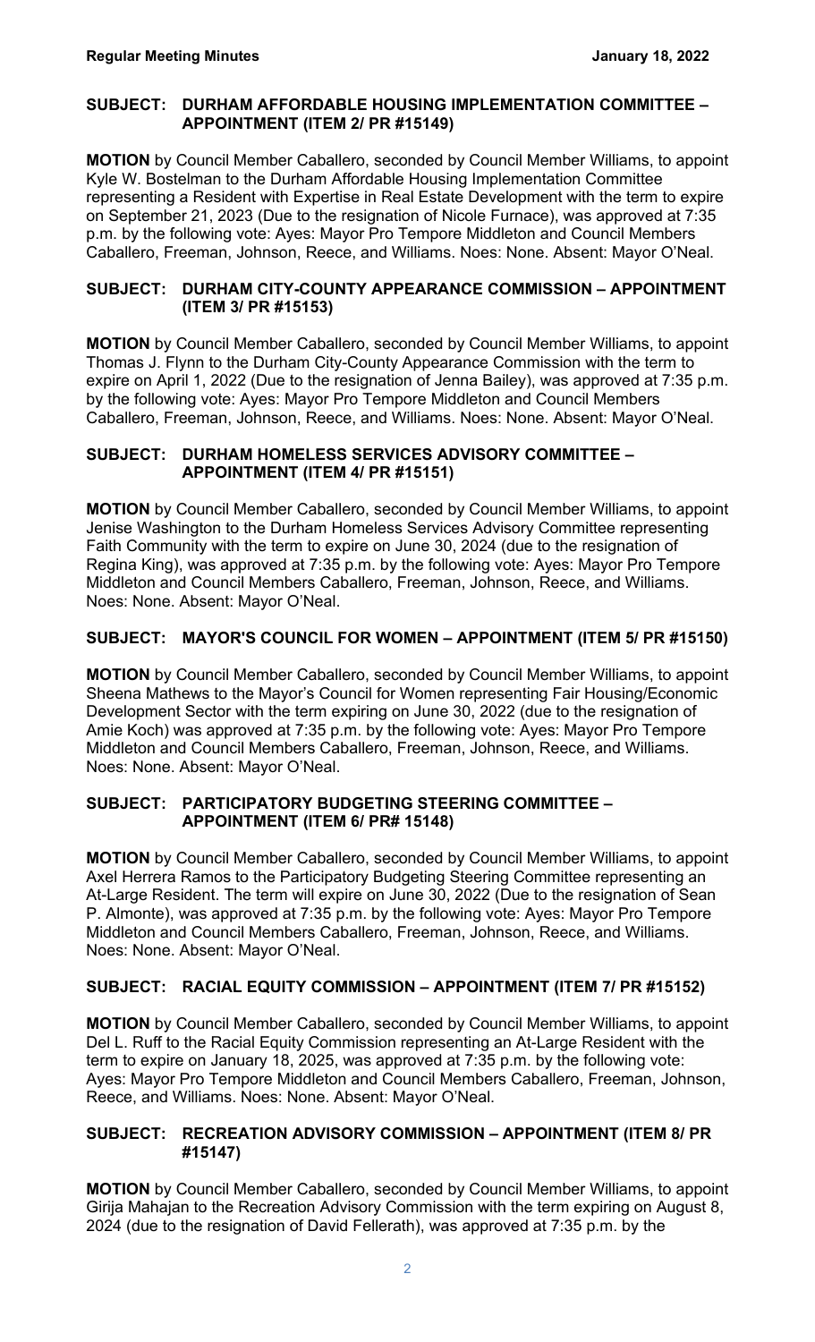**SUBJECT: DURHAM AFFORDABLE HOUSING IMPLEMENTATION COMMITTEE – APPOINTMENT (ITEM 2/ PR #15149)**

**MOTION** by Council Member Caballero, seconded by Council Member Williams, to appoint Kyle W. Bostelman to the Durham Affordable Housing Implementation Committee representing a Resident with Expertise in Real Estate Development with the term to expire on September 21, 2023 (Due to the resignation of Nicole Furnace), was approved at 7:35 p.m. by the following vote: Ayes: Mayor Pro Tempore Middleton and Council Members Caballero, Freeman, Johnson, Reece, and Williams. Noes: None. Absent: Mayor O'Neal.

**SUBJECT: DURHAM CITY-COUNTY APPEARANCE COMMISSION – APPOINTMENT (ITEM 3/ PR #15153)**

**MOTION** by Council Member Caballero, seconded by Council Member Williams, to appoint Thomas J. Flynn to the Durham City-County Appearance Commission with the term to expire on April 1, 2022 (Due to the resignation of Jenna Bailey), was approved at 7:35 p.m. by the following vote: Ayes: Mayor Pro Tempore Middleton and Council Members Caballero, Freeman, Johnson, Reece, and Williams. Noes: None. Absent: Mayor O'Neal.

**SUBJECT: DURHAM HOMELESS SERVICES ADVISORY COMMITTEE – APPOINTMENT (ITEM 4/ PR #15151)**

**MOTION** by Council Member Caballero, seconded by Council Member Williams, to appoint Jenise Washington to the Durham Homeless Services Advisory Committee representing Faith Community with the term to expire on June 30, 2024 (due to the resignation of Regina King), was approved at 7:35 p.m. by the following vote: Ayes: Mayor Pro Tempore Middleton and Council Members Caballero, Freeman, Johnson, Reece, and Williams. Noes: None. Absent: Mayor O'Neal.

**SUBJECT: MAYOR'S COUNCIL FOR WOMEN – APPOINTMENT (ITEM 5/ PR #15150)**

**MOTION** by Council Member Caballero, seconded by Council Member Williams, to appoint Sheena Mathews to the Mayor's Council for Women representing Fair Housing/Economic Development Sector with the term expiring on June 30, 2022 (due to the resignation of Amie Koch) was approved at 7:35 p.m. by the following vote: Ayes: Mayor Pro Tempore Middleton and Council Members Caballero, Freeman, Johnson, Reece, and Williams. Noes: None. Absent: Mayor O'Neal.

**SUBJECT: PARTICIPATORY BUDGETING STEERING COMMITTEE – APPOINTMENT (ITEM 6/ PR# 15148)**

**MOTION** by Council Member Caballero, seconded by Council Member Williams, to appoint Axel Herrera Ramos to the Participatory Budgeting Steering Committee representing an At-Large Resident. The term will expire on June 30, 2022 (Due to the resignation of Sean P. Almonte), was approved at 7:35 p.m. by the following vote: Ayes: Mayor Pro Tempore Middleton and Council Members Caballero, Freeman, Johnson, Reece, and Williams. Noes: None. Absent: Mayor O'Neal.

**SUBJECT: RACIAL EQUITY COMMISSION – APPOINTMENT (ITEM 7/ PR #15152)**

**MOTION** by Council Member Caballero, seconded by Council Member Williams, to appoint Del L. Ruff to the Racial Equity Commission representing an At-Large Resident with the term to expire on January 18, 2025, was approved at 7:35 p.m. by the following vote: Ayes: Mayor Pro Tempore Middleton and Council Members Caballero, Freeman, Johnson, Reece, and Williams. Noes: None. Absent: Mayor O'Neal.

**SUBJECT: RECREATION ADVISORY COMMISSION – APPOINTMENT (ITEM 8/ PR #15147)**

**MOTION** by Council Member Caballero, seconded by Council Member Williams, to appoint Girija Mahajan to the Recreation Advisory Commission with the term expiring on August 8, 2024 (due to the resignation of David Fellerath), was approved at 7:35 p.m. by the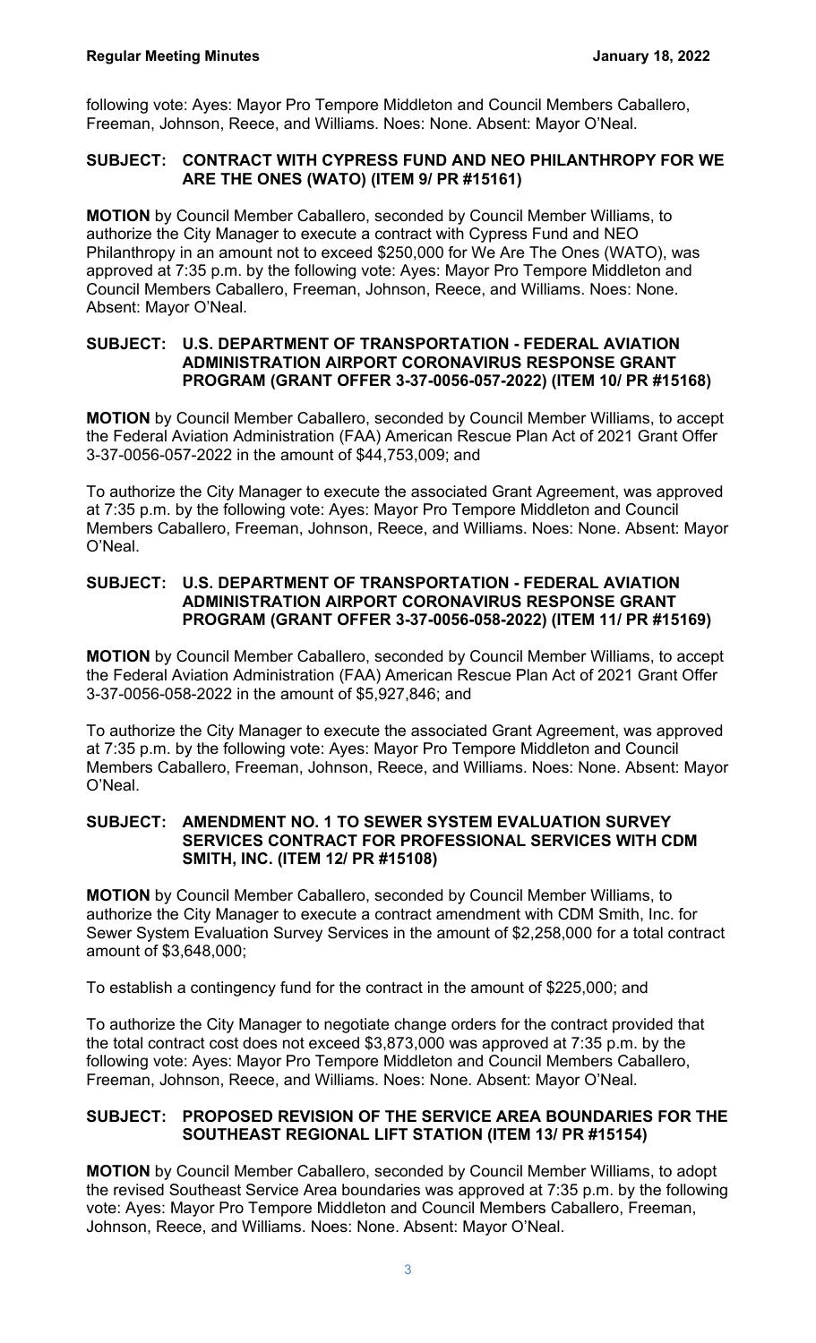following vote: Ayes: Mayor Pro Tempore Middleton and Council Members Caballero, Freeman, Johnson, Reece, and Williams. Noes: None. Absent: Mayor O'Neal.

**SUBJECT: CONTRACT WITH CYPRESS FUND AND NEO PHILANTHROPY FOR WE ARE THE ONES (WATO) (ITEM 9/ PR #15161)**

**MOTION** by Council Member Caballero, seconded by Council Member Williams, to authorize the City Manager to execute a contract with Cypress Fund and NEO Philanthropy in an amount not to exceed $250,000 for We Are The Ones (WATO), was approved at 7:35 p.m. by the following vote: Ayes: Mayor Pro Tempore Middleton and Council Members Caballero, Freeman, Johnson, Reece, and Williams. Noes: None. Absent: Mayor O'Neal.

**SUBJECT: U.S. DEPARTMENT OF TRANSPORTATION - FEDERAL AVIATION ADMINISTRATION AIRPORT CORONAVIRUS RESPONSE GRANT PROGRAM (GRANT OFFER 3-37-0056-057-2022) (ITEM 10/ PR #15168)**

**MOTION** by Council Member Caballero, seconded by Council Member Williams, to accept the Federal Aviation Administration (FAA) American Rescue Plan Act of 2021 Grant Offer 3-37-0056-057-2022 in the amount of $44,753,009; and

To authorize the City Manager to execute the associated Grant Agreement, was approved at 7:35 p.m. by the following vote: Ayes: Mayor Pro Tempore Middleton and Council Members Caballero, Freeman, Johnson, Reece, and Williams. Noes: None. Absent: Mayor O'Neal.

**SUBJECT: U.S. DEPARTMENT OF TRANSPORTATION - FEDERAL AVIATION ADMINISTRATION AIRPORT CORONAVIRUS RESPONSE GRANT PROGRAM (GRANT OFFER 3-37-0056-058-2022) (ITEM 11/ PR #15169)**

**MOTION** by Council Member Caballero, seconded by Council Member Williams, to accept the Federal Aviation Administration (FAA) American Rescue Plan Act of 2021 Grant Offer 3-37-0056-058-2022 in the amount of $5,927,846; and

To authorize the City Manager to execute the associated Grant Agreement, was approved at 7:35 p.m. by the following vote: Ayes: Mayor Pro Tempore Middleton and Council Members Caballero, Freeman, Johnson, Reece, and Williams. Noes: None. Absent: Mayor O'Neal.

**SUBJECT: AMENDMENT NO. 1 TO SEWER SYSTEM EVALUATION SURVEY SERVICES CONTRACT FOR PROFESSIONAL SERVICES WITH CDM SMITH, INC. (ITEM 12/ PR #15108)**

**MOTION** by Council Member Caballero, seconded by Council Member Williams, to authorize the City Manager to execute a contract amendment with CDM Smith, Inc. for Sewer System Evaluation Survey Services in the amount of $2,258,000 for a total contract amount of $3,648,000;

To establish a contingency fund for the contract in the amount of $225,000; and

To authorize the City Manager to negotiate change orders for the contract provided that the total contract cost does not exceed $3,873,000 was approved at 7:35 p.m. by the following vote: Ayes: Mayor Pro Tempore Middleton and Council Members Caballero, Freeman, Johnson, Reece, and Williams. Noes: None. Absent: Mayor O'Neal.

**SUBJECT: PROPOSED REVISION OF THE SERVICE AREA BOUNDARIES FOR THE SOUTHEAST REGIONAL LIFT STATION (ITEM 13/ PR #15154)**

**MOTION** by Council Member Caballero, seconded by Council Member Williams, to adopt the revised Southeast Service Area boundaries was approved at 7:35 p.m. by the following vote: Ayes: Mayor Pro Tempore Middleton and Council Members Caballero, Freeman, Johnson, Reece, and Williams. Noes: None. Absent: Mayor O'Neal.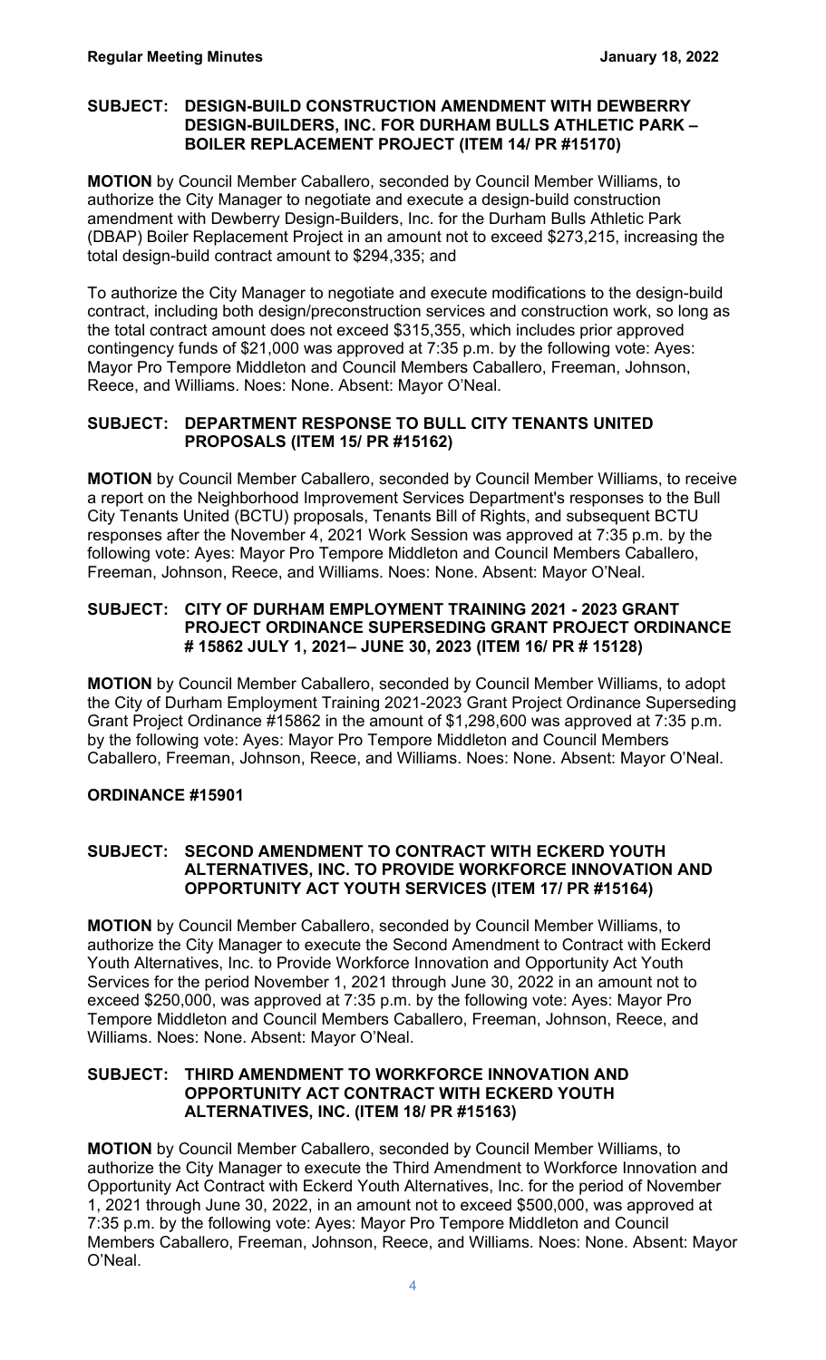**SUBJECT: DESIGN-BUILD CONSTRUCTION AMENDMENT WITH DEWBERRY DESIGN-BUILDERS, INC. FOR DURHAM BULLS ATHLETIC PARK – BOILER REPLACEMENT PROJECT (ITEM 14/ PR #15170)**

**MOTION** by Council Member Caballero, seconded by Council Member Williams, to authorize the City Manager to negotiate and execute a design-build construction amendment with Dewberry Design-Builders, Inc. for the Durham Bulls Athletic Park (DBAP) Boiler Replacement Project in an amount not to exceed $273,215, increasing the total design-build contract amount to $294,335; and

To authorize the City Manager to negotiate and execute modifications to the design-build contract, including both design/preconstruction services and construction work, so long as the total contract amount does not exceed $315,355, which includes prior approved contingency funds of $21,000 was approved at 7:35 p.m. by the following vote: Ayes: Mayor Pro Tempore Middleton and Council Members Caballero, Freeman, Johnson, Reece, and Williams. Noes: None. Absent: Mayor O'Neal.

**SUBJECT: DEPARTMENT RESPONSE TO BULL CITY TENANTS UNITED PROPOSALS (ITEM 15/ PR #15162)**

**MOTION** by Council Member Caballero, seconded by Council Member Williams, to receive a report on the Neighborhood Improvement Services Department's responses to the Bull City Tenants United (BCTU) proposals, Tenants Bill of Rights, and subsequent BCTU responses after the November 4, 2021 Work Session was approved at 7:35 p.m. by the following vote: Ayes: Mayor Pro Tempore Middleton and Council Members Caballero, Freeman, Johnson, Reece, and Williams. Noes: None. Absent: Mayor O'Neal.

**SUBJECT: CITY OF DURHAM EMPLOYMENT TRAINING 2021 - 2023 GRANT PROJECT ORDINANCE SUPERSEDING GRANT PROJECT ORDINANCE # 15862 JULY 1, 2021– JUNE 30, 2023 (ITEM 16/ PR # 15128)**

**MOTION** by Council Member Caballero, seconded by Council Member Williams, to adopt the City of Durham Employment Training 2021-2023 Grant Project Ordinance Superseding Grant Project Ordinance #15862 in the amount of $1,298,600 was approved at 7:35 p.m. by the following vote: Ayes: Mayor Pro Tempore Middleton and Council Members Caballero, Freeman, Johnson, Reece, and Williams. Noes: None. Absent: Mayor O'Neal.

**ORDINANCE #15901**

**SUBJECT: SECOND AMENDMENT TO CONTRACT WITH ECKERD YOUTH ALTERNATIVES, INC. TO PROVIDE WORKFORCE INNOVATION AND OPPORTUNITY ACT YOUTH SERVICES (ITEM 17/ PR #15164)**

**MOTION** by Council Member Caballero, seconded by Council Member Williams, to authorize the City Manager to execute the Second Amendment to Contract with Eckerd Youth Alternatives, Inc. to Provide Workforce Innovation and Opportunity Act Youth Services for the period November 1, 2021 through June 30, 2022 in an amount not to exceed $250,000, was approved at 7:35 p.m. by the following vote: Ayes: Mayor Pro Tempore Middleton and Council Members Caballero, Freeman, Johnson, Reece, and Williams. Noes: None. Absent: Mayor O'Neal.

**SUBJECT: THIRD AMENDMENT TO WORKFORCE INNOVATION AND OPPORTUNITY ACT CONTRACT WITH ECKERD YOUTH ALTERNATIVES, INC. (ITEM 18/ PR #15163)**

**MOTION** by Council Member Caballero, seconded by Council Member Williams, to authorize the City Manager to execute the Third Amendment to Workforce Innovation and Opportunity Act Contract with Eckerd Youth Alternatives, Inc. for the period of November 1, 2021 through June 30, 2022, in an amount not to exceed $500,000, was approved at 7:35 p.m. by the following vote: Ayes: Mayor Pro Tempore Middleton and Council Members Caballero, Freeman, Johnson, Reece, and Williams. Noes: None. Absent: Mayor O'Neal.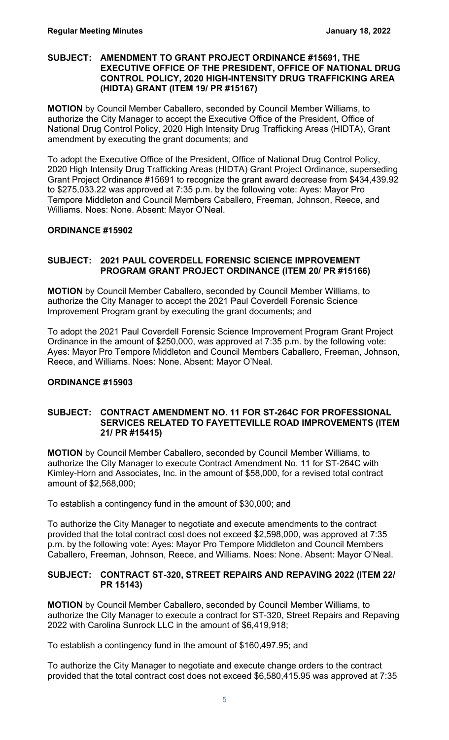**SUBJECT: AMENDMENT TO GRANT PROJECT ORDINANCE #15691, THE EXECUTIVE OFFICE OF THE PRESIDENT, OFFICE OF NATIONAL DRUG CONTROL POLICY, 2020 HIGH-INTENSITY DRUG TRAFFICKING AREA (HIDTA) GRANT (ITEM 19/ PR #15167)**

**MOTION** by Council Member Caballero, seconded by Council Member Williams, to authorize the City Manager to accept the Executive Office of the President, Office of National Drug Control Policy, 2020 High Intensity Drug Trafficking Areas (HIDTA), Grant amendment by executing the grant documents; and

To adopt the Executive Office of the President, Office of National Drug Control Policy, 2020 High Intensity Drug Trafficking Areas (HIDTA) Grant Project Ordinance, superseding Grant Project Ordinance #15691 to recognize the grant award decrease from $434,439.92 to $275,033.22 was approved at 7:35 p.m. by the following vote: Ayes: Mayor Pro Tempore Middleton and Council Members Caballero, Freeman, Johnson, Reece, and Williams. Noes: None. Absent: Mayor O'Neal.

**ORDINANCE #15902**

**SUBJECT: 2021 PAUL COVERDELL FORENSIC SCIENCE IMPROVEMENT PROGRAM GRANT PROJECT ORDINANCE (ITEM 20/ PR #15166)**

**MOTION** by Council Member Caballero, seconded by Council Member Williams, to authorize the City Manager to accept the 2021 Paul Coverdell Forensic Science Improvement Program grant by executing the grant documents; and

To adopt the 2021 Paul Coverdell Forensic Science Improvement Program Grant Project Ordinance in the amount of $250,000, was approved at 7:35 p.m. by the following vote: Ayes: Mayor Pro Tempore Middleton and Council Members Caballero, Freeman, Johnson, Reece, and Williams. Noes: None. Absent: Mayor O'Neal.

**ORDINANCE #15903**

**SUBJECT: CONTRACT AMENDMENT NO. 11 FOR ST-264C FOR PROFESSIONAL SERVICES RELATED TO FAYETTEVILLE ROAD IMPROVEMENTS (ITEM 21/ PR #15415)**

**MOTION** by Council Member Caballero, seconded by Council Member Williams, to authorize the City Manager to execute Contract Amendment No. 11 for ST-264C with Kimley-Horn and Associates, Inc. in the amount of $58,000, for a revised total contract amount of $2,568,000;

To establish a contingency fund in the amount of $30,000; and

To authorize the City Manager to negotiate and execute amendments to the contract provided that the total contract cost does not exceed $2,598,000, was approved at 7:35 p.m. by the following vote: Ayes: Mayor Pro Tempore Middleton and Council Members Caballero, Freeman, Johnson, Reece, and Williams. Noes: None. Absent: Mayor O'Neal.

**SUBJECT: CONTRACT ST-320, STREET REPAIRS AND REPAVING 2022 (ITEM 22/ PR 15143)**

**MOTION** by Council Member Caballero, seconded by Council Member Williams, to authorize the City Manager to execute a contract for ST-320, Street Repairs and Repaving 2022 with Carolina Sunrock LLC in the amount of $6,419,918;

To establish a contingency fund in the amount of $160,497.95; and

To authorize the City Manager to negotiate and execute change orders to the contract provided that the total contract cost does not exceed $6,580,415.95 was approved at 7:35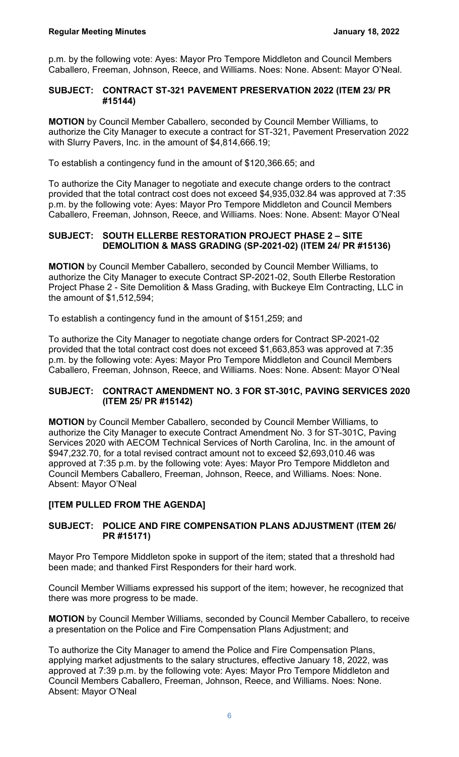p.m. by the following vote: Ayes: Mayor Pro Tempore Middleton and Council Members Caballero, Freeman, Johnson, Reece, and Williams. Noes: None. Absent: Mayor O'Neal.

**SUBJECT: CONTRACT ST-321 PAVEMENT PRESERVATION 2022 (ITEM 23/ PR #15144)**

**MOTION** by Council Member Caballero, seconded by Council Member Williams, to authorize the City Manager to execute a contract for ST-321, Pavement Preservation 2022 with Slurry Pavers, Inc. in the amount of $4,814,666.19;

To establish a contingency fund in the amount of $120,366.65; and

To authorize the City Manager to negotiate and execute change orders to the contract provided that the total contract cost does not exceed $4,935,032.84 was approved at 7:35 p.m. by the following vote: Ayes: Mayor Pro Tempore Middleton and Council Members Caballero, Freeman, Johnson, Reece, and Williams. Noes: None. Absent: Mayor O'Neal

**SUBJECT: SOUTH ELLERBE RESTORATION PROJECT PHASE 2 – SITE DEMOLITION & MASS GRADING (SP-2021-02) (ITEM 24/ PR #15136)**

**MOTION** by Council Member Caballero, seconded by Council Member Williams, to authorize the City Manager to execute Contract SP-2021-02, South Ellerbe Restoration Project Phase 2 - Site Demolition & Mass Grading, with Buckeye Elm Contracting, LLC in the amount of $1,512,594;

To establish a contingency fund in the amount of $151,259; and

To authorize the City Manager to negotiate change orders for Contract SP-2021-02 provided that the total contract cost does not exceed $1,663,853 was approved at 7:35 p.m. by the following vote: Ayes: Mayor Pro Tempore Middleton and Council Members Caballero, Freeman, Johnson, Reece, and Williams. Noes: None. Absent: Mayor O'Neal

**SUBJECT: CONTRACT AMENDMENT NO. 3 FOR ST-301C, PAVING SERVICES 2020 (ITEM 25/ PR #15142)**

**MOTION** by Council Member Caballero, seconded by Council Member Williams, to authorize the City Manager to execute Contract Amendment No. 3 for ST-301C, Paving Services 2020 with AECOM Technical Services of North Carolina, Inc. in the amount of $947,232.70, for a total revised contract amount not to exceed $2,693,010.46 was approved at 7:35 p.m. by the following vote: Ayes: Mayor Pro Tempore Middleton and Council Members Caballero, Freeman, Johnson, Reece, and Williams. Noes: None. Absent: Mayor O'Neal

**[ITEM PULLED FROM THE AGENDA]**

**SUBJECT: POLICE AND FIRE COMPENSATION PLANS ADJUSTMENT (ITEM 26/ PR #15171)**

Mayor Pro Tempore Middleton spoke in support of the item; stated that a threshold had been made; and thanked First Responders for their hard work.

Council Member Williams expressed his support of the item; however, he recognized that there was more progress to be made.

**MOTION** by Council Member Williams, seconded by Council Member Caballero, to receive a presentation on the Police and Fire Compensation Plans Adjustment; and

To authorize the City Manager to amend the Police and Fire Compensation Plans, applying market adjustments to the salary structures, effective January 18, 2022, was approved at 7:39 p.m. by the following vote: Ayes: Mayor Pro Tempore Middleton and Council Members Caballero, Freeman, Johnson, Reece, and Williams. Noes: None. Absent: Mayor O'Neal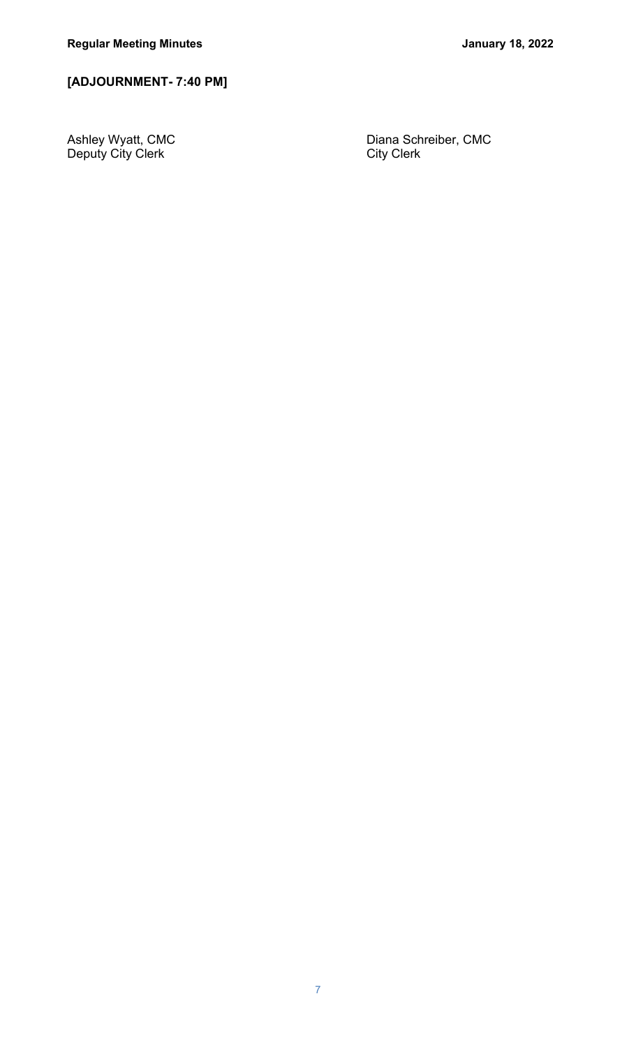**[ADJOURNMENT- 7:40 PM]**

Ashley Wyatt, CMC
Deputy City Clerk

Diana Schreiber, CMC
City Clerk